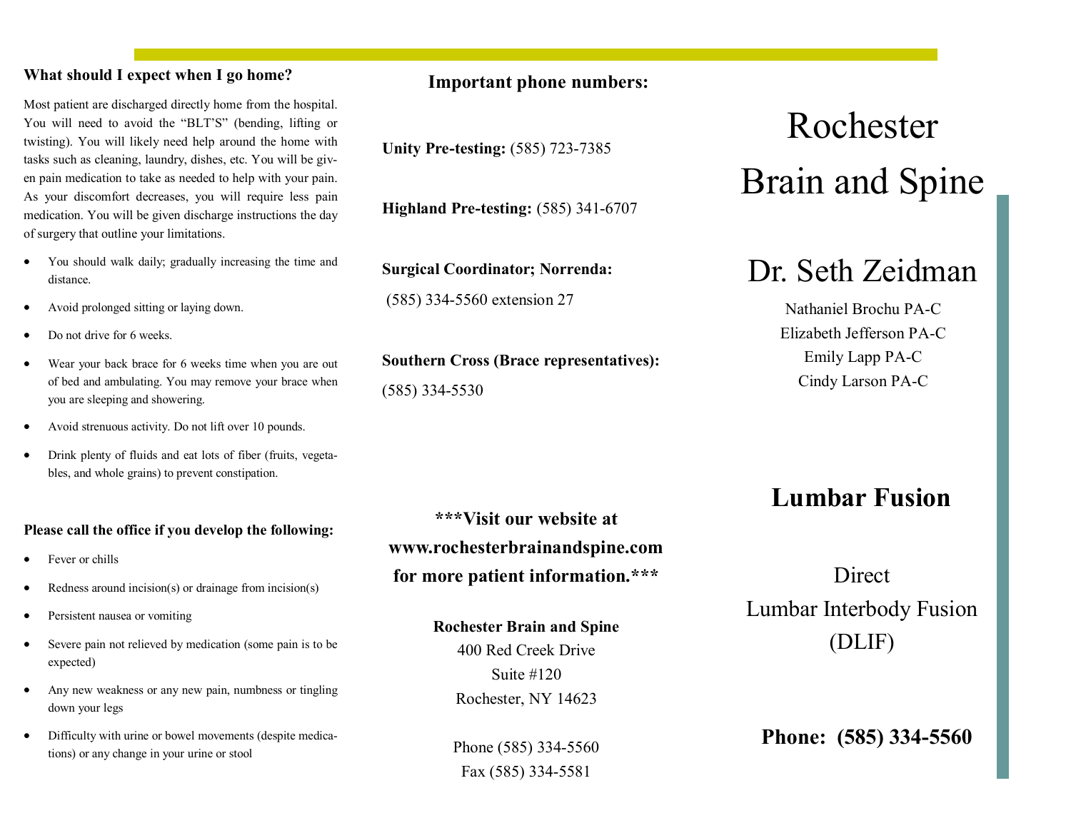## What should I expect when I go home?

Most patient are discharged directly home from the hospital. You will need to avoid the "BLT'S" (bending, lifting or twisting). You will likely need help around the home with tasks such as cleaning, laundry, dishes, etc. You will be given pain medication to take as needed to help with your pain. As your discomfort decreases, you will require less pain medication. You will be given discharge instructions the day of surgery that outline your limitations.

- You should walk daily; gradually increasing the time and distance.
- Avoid prolonged sitting or laying down.
- Do not drive for 6 weeks.
- Wear your back brace for 6 weeks time when you are out of bed and ambulating. You may remove your brace when you are sleeping and showering.
- Avoid strenuous activity. Do not lift over 10 pounds.
- Drink plenty of fluids and eat lots of fiber (fruits, vegetables, and whole grains) to prevent constipation.

**Please call the office if you develop the following:**

- Fever or chills
- Redness around incision(s) or drainage from incision(s)
- Persistent nausea or vomiting
- Severe pain not relieved by medication (some pain is to be expected)
- Any new weakness or any new pain, numbness or tingling down your legs
- Difficulty with urine or bowel movements (despite medications) or any change in your urine or stool

## Important phone numbers:

**Unity Pre-testing:** (585) 723-7385

**Highland Pre-testing:** (585) 341-6707

**Surgical Coordinator; Norrenda:**
(585) 334-5560 extension 27

**Southern Cross (Brace representatives):**
(585) 334-5530

**\*\*\*Visit our website at www.rochesterbrainandspine.com for more patient information.\*\*\***

**Rochester Brain and Spine**
400 Red Creek Drive
Suite #120
Rochester, NY 14623

Phone (585) 334-5560
Fax (585) 334-5581

# Rochester Brain and Spine

## Dr. Seth Zeidman

Nathaniel Brochu PA-C
Elizabeth Jefferson PA-C
Emily Lapp PA-C
Cindy Larson PA-C

## Lumbar Fusion

Direct
Lumbar Interbody Fusion
(DLIF)

**Phone: (585) 334-5560**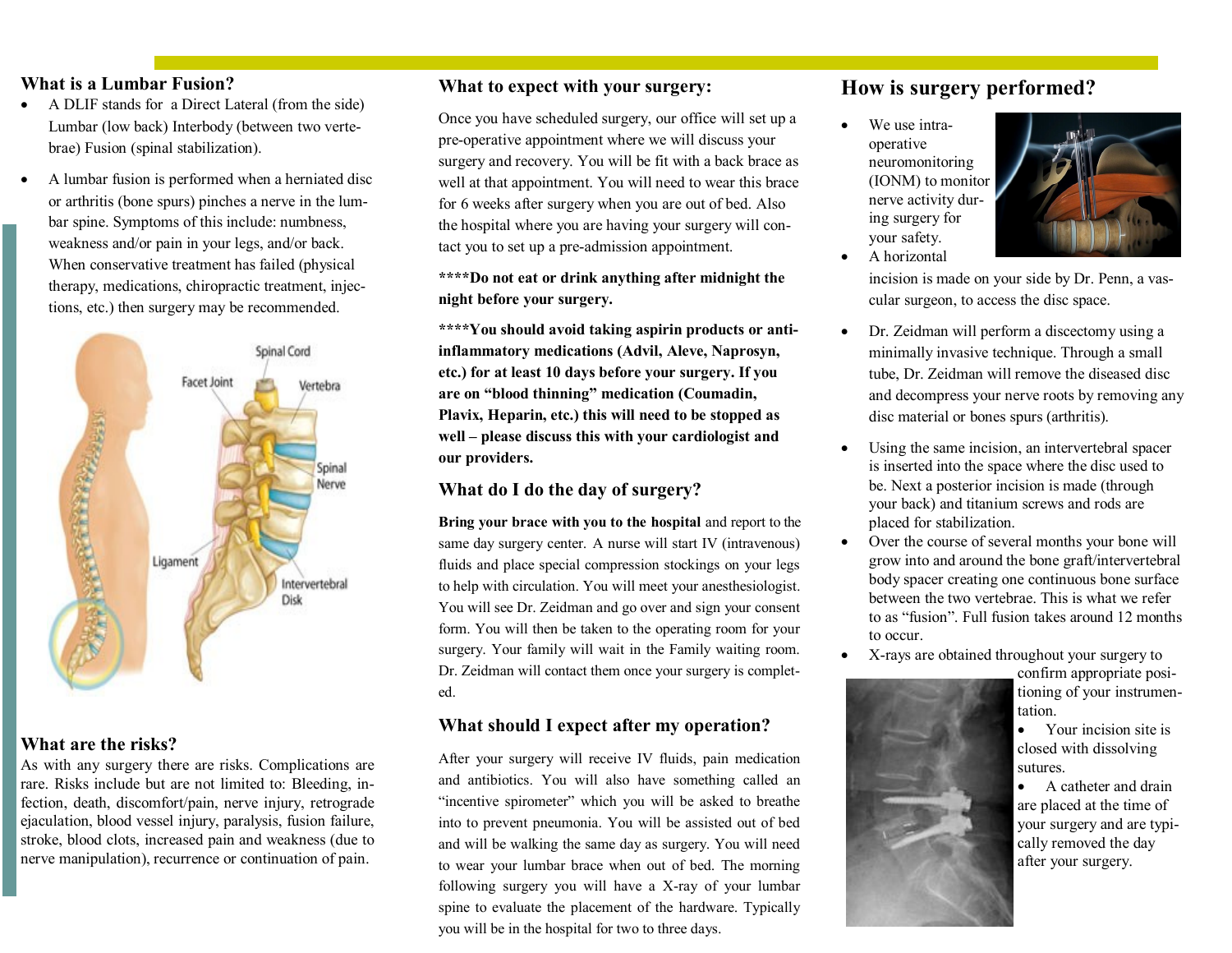## What is a Lumbar Fusion?

- A DLIF stands for a Direct Lateral (from the side) Lumbar (low back) Interbody (between two vertebrae) Fusion (spinal stabilization).
- A lumbar fusion is performed when a herniated disc or arthritis (bone spurs) pinches a nerve in the lumbar spine. Symptoms of this include: numbness, weakness and/or pain in your legs, and/or back. When conservative treatment has failed (physical therapy, medications, chiropractic treatment, injections, etc.) then surgery may be recommended.

Spinal Cord
Facet Joint
Vertebra
Spinal Nerve
Ligament
Intervertebral Disk

## What are the risks?

As with any surgery there are risks. Complications are rare. Risks include but are not limited to: Bleeding, infection, death, discomfort/pain, nerve injury, retrograde ejaculation, blood vessel injury, paralysis, fusion failure, stroke, blood clots, increased pain and weakness (due to nerve manipulation), recurrence or continuation of pain.

## What to expect with your surgery:

Once you have scheduled surgery, our office will set up a pre-operative appointment where we will discuss your surgery and recovery. You will be fit with a back brace as well at that appointment. You will need to wear this brace for 6 weeks after surgery when you are out of bed. Also the hospital where you are having your surgery will contact you to set up a pre-admission appointment.

**\*\*\*\*Do not eat or drink anything after midnight the night before your surgery.**

**\*\*\*\*You should avoid taking aspirin products or anti-inflammatory medications (Advil, Aleve, Naprosyn, etc.) for at least 10 days before your surgery. If you are on "blood thinning" medication (Coumadin, Plavix, Heparin, etc.) this will need to be stopped as well – please discuss this with your cardiologist and our providers.**

## What do I do the day of surgery?

**Bring your brace with you to the hospital** and report to the same day surgery center. A nurse will start IV (intravenous) fluids and place special compression stockings on your legs to help with circulation. You will meet your anesthesiologist. You will see Dr. Zeidman and go over and sign your consent form. You will then be taken to the operating room for your surgery. Your family will wait in the Family waiting room. Dr. Zeidman will contact them once your surgery is completed.

## What should I expect after my operation?

After your surgery will receive IV fluids, pain medication and antibiotics. You will also have something called an "incentive spirometer" which you will be asked to breathe into to prevent pneumonia. You will be assisted out of bed and will be walking the same day as surgery. You will need to wear your lumbar brace when out of bed. The morning following surgery you will have a X-ray of your lumbar spine to evaluate the placement of the hardware. Typically you will be in the hospital for two to three days.

## How is surgery performed?

- We use intra-operative neuromonitoring (IONM) to monitor nerve activity during surgery for your safety.
- A horizontal incision is made on your side by Dr. Penn, a vascular surgeon, to access the disc space.
- Dr. Zeidman will perform a discectomy using a minimally invasive technique. Through a small tube, Dr. Zeidman will remove the diseased disc and decompress your nerve roots by removing any disc material or bones spurs (arthritis).
- Using the same incision, an intervertebral spacer is inserted into the space where the disc used to be. Next a posterior incision is made (through your back) and titanium screws and rods are placed for stabilization.
- Over the course of several months your bone will grow into and around the bone graft/intervertebral body spacer creating one continuous bone surface between the two vertebrae. This is what we refer to as "fusion". Full fusion takes around 12 months to occur.
- X-rays are obtained throughout your surgery to confirm appropriate positioning of your instrumentation.
- Your incision site is closed with dissolving sutures.
- A catheter and drain are placed at the time of your surgery and are typically removed the day after your surgery.